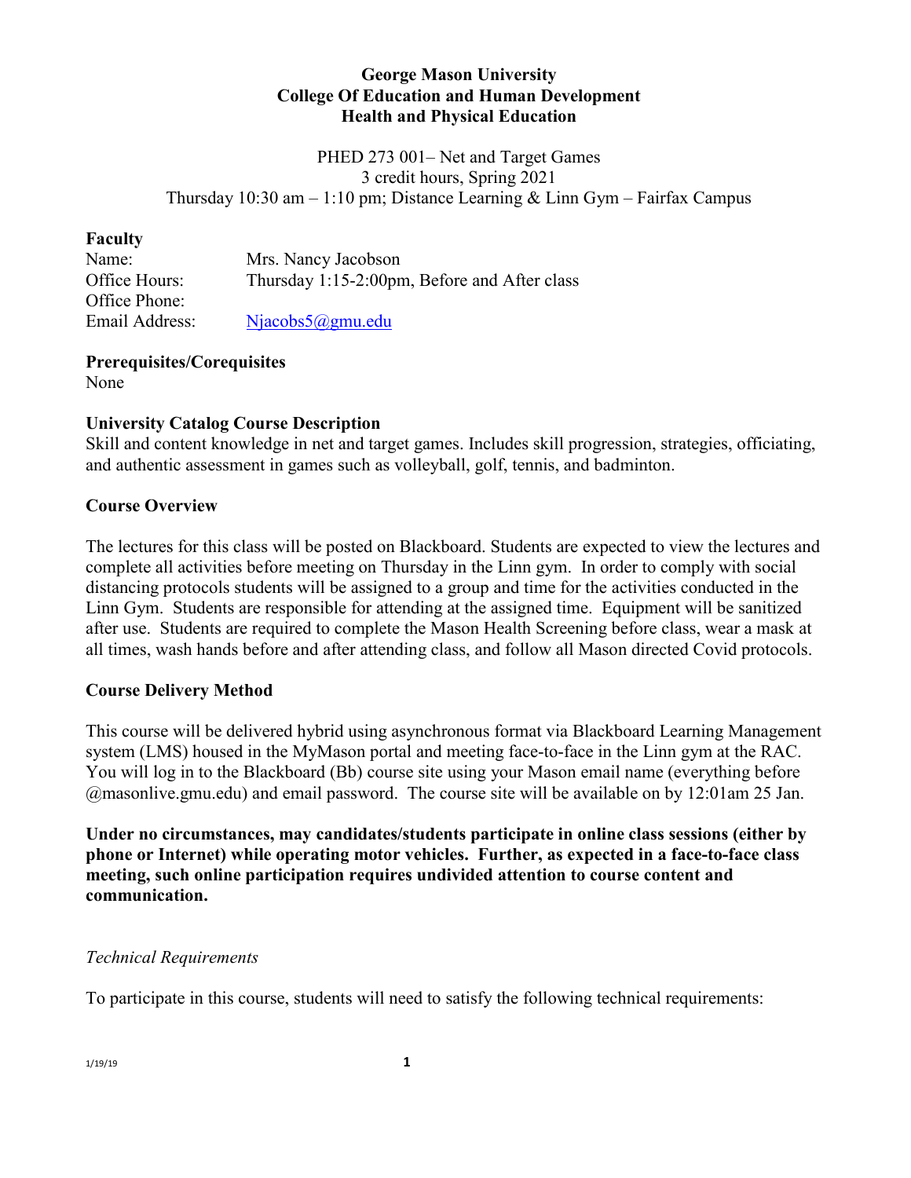**George Mason University**
**College Of Education and Human Development**
**Health and Physical Education**

PHED 273 001– Net and Target Games
3 credit hours, Spring 2021
Thursday 10:30 am – 1:10 pm; Distance Learning & Linn Gym – Fairfax Campus

**Faculty**

Name: Mrs. Nancy Jacobson
Office Hours: Thursday 1:15-2:00pm, Before and After class
Office Phone:
Email Address: Njacobs5@gmu.edu

**Prerequisites/Corequisites**

None

**University Catalog Course Description**

Skill and content knowledge in net and target games. Includes skill progression, strategies, officiating, and authentic assessment in games such as volleyball, golf, tennis, and badminton.

**Course Overview**

The lectures for this class will be posted on Blackboard. Students are expected to view the lectures and complete all activities before meeting on Thursday in the Linn gym. In order to comply with social distancing protocols students will be assigned to a group and time for the activities conducted in the Linn Gym. Students are responsible for attending at the assigned time. Equipment will be sanitized after use. Students are required to complete the Mason Health Screening before class, wear a mask at all times, wash hands before and after attending class, and follow all Mason directed Covid protocols.

**Course Delivery Method**

This course will be delivered hybrid using asynchronous format via Blackboard Learning Management system (LMS) housed in the MyMason portal and meeting face-to-face in the Linn gym at the RAC. You will log in to the Blackboard (Bb) course site using your Mason email name (everything before @masonlive.gmu.edu) and email password. The course site will be available on by 12:01am 25 Jan.

**Under no circumstances, may candidates/students participate in online class sessions (either by phone or Internet) while operating motor vehicles. Further, as expected in a face-to-face class meeting, such online participation requires undivided attention to course content and communication.**

*Technical Requirements*

To participate in this course, students will need to satisfy the following technical requirements: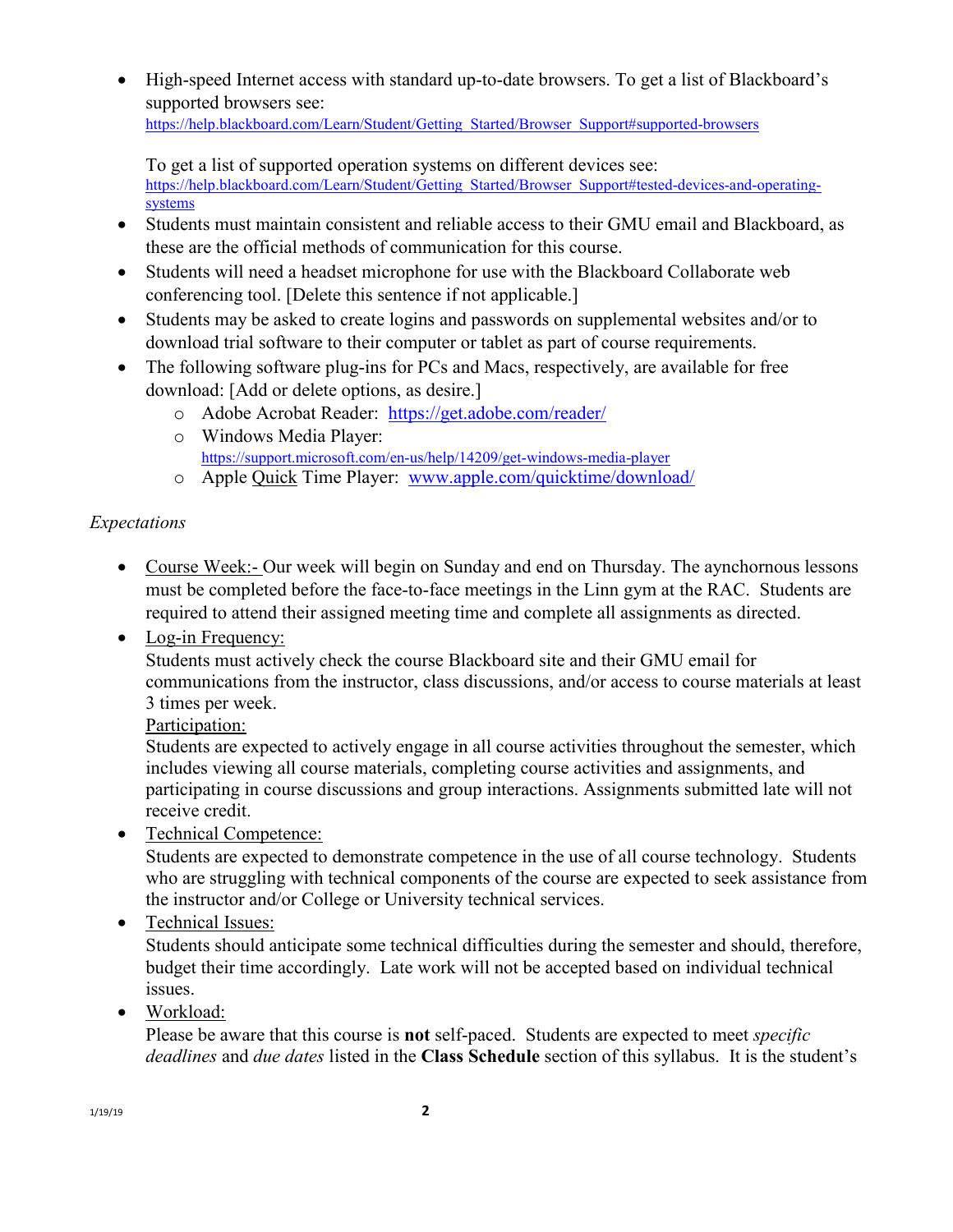- High-speed Internet access with standard up-to-date browsers. To get a list of Blackboard's supported browsers see: https://help.blackboard.com/Learn/Student/Getting_Started/Browser_Support#supported-browsers

  To get a list of supported operation systems on different devices see: https://help.blackboard.com/Learn/Student/Getting_Started/Browser_Support#tested-devices-and-operating-systems
- Students must maintain consistent and reliable access to their GMU email and Blackboard, as these are the official methods of communication for this course.
- Students will need a headset microphone for use with the Blackboard Collaborate web conferencing tool. [Delete this sentence if not applicable.]
- Students may be asked to create logins and passwords on supplemental websites and/or to download trial software to their computer or tablet as part of course requirements.
- The following software plug-ins for PCs and Macs, respectively, are available for free download: [Add or delete options, as desire.]
  - Adobe Acrobat Reader: https://get.adobe.com/reader/
  - Windows Media Player: https://support.microsoft.com/en-us/help/14209/get-windows-media-player
  - Apple Quick Time Player: www.apple.com/quicktime/download/

*Expectations*

- Course Week:- Our week will begin on Sunday and end on Thursday. The aynchornous lessons must be completed before the face-to-face meetings in the Linn gym at the RAC. Students are required to attend their assigned meeting time and complete all assignments as directed.
- Log-in Frequency:
  Students must actively check the course Blackboard site and their GMU email for communications from the instructor, class discussions, and/or access to course materials at least 3 times per week.
  Participation:
  Students are expected to actively engage in all course activities throughout the semester, which includes viewing all course materials, completing course activities and assignments, and participating in course discussions and group interactions. Assignments submitted late will not receive credit.
- Technical Competence:
  Students are expected to demonstrate competence in the use of all course technology. Students who are struggling with technical components of the course are expected to seek assistance from the instructor and/or College or University technical services.
- Technical Issues:
  Students should anticipate some technical difficulties during the semester and should, therefore, budget their time accordingly. Late work will not be accepted based on individual technical issues.
- Workload:
  Please be aware that this course is **not** self-paced. Students are expected to meet *specific deadlines* and *due dates* listed in the **Class Schedule** section of this syllabus. It is the student's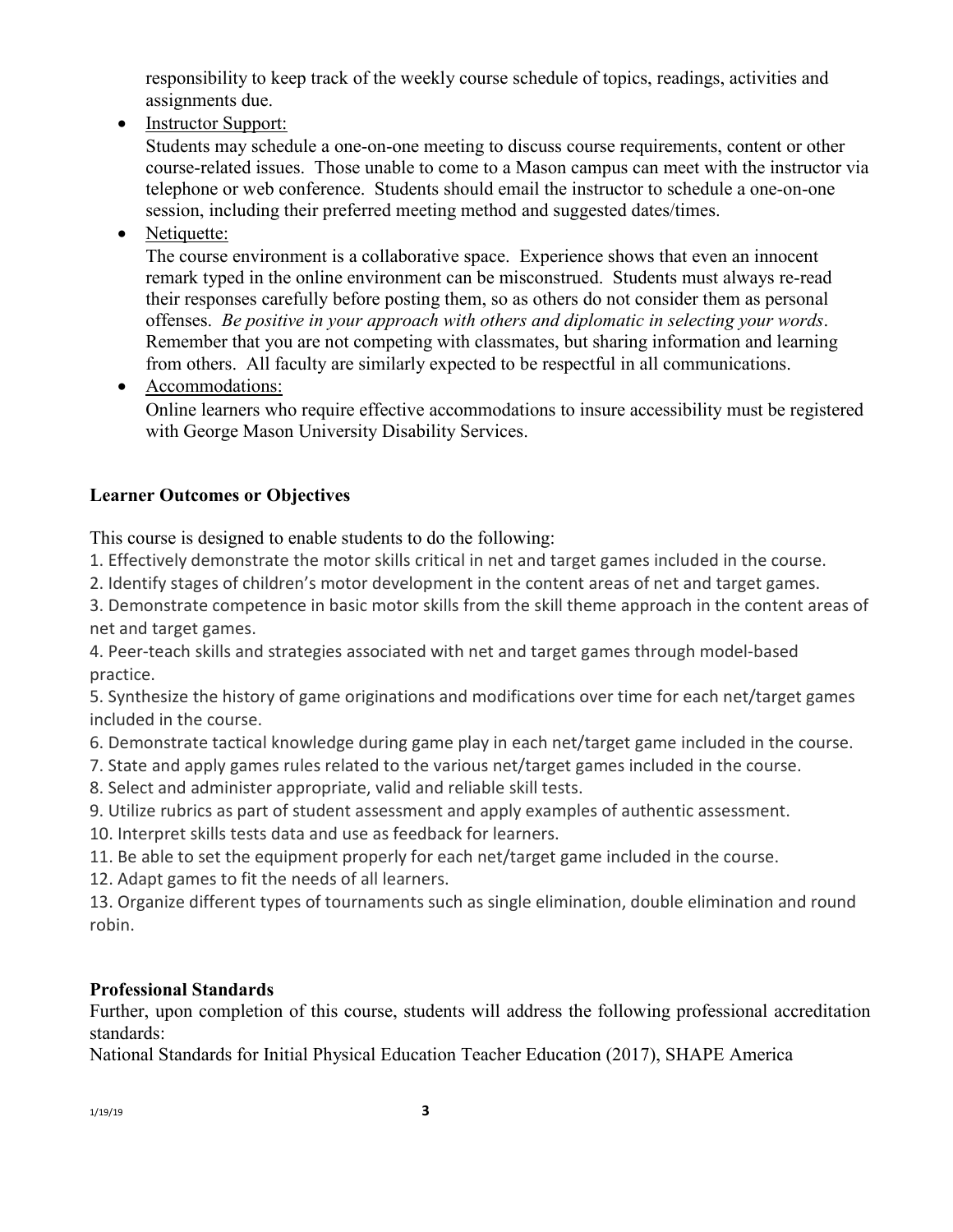responsibility to keep track of the weekly course schedule of topics, readings, activities and assignments due.

- Instructor Support:
  Students may schedule a one-on-one meeting to discuss course requirements, content or other course-related issues. Those unable to come to a Mason campus can meet with the instructor via telephone or web conference. Students should email the instructor to schedule a one-on-one session, including their preferred meeting method and suggested dates/times.
- Netiquette:
  The course environment is a collaborative space. Experience shows that even an innocent remark typed in the online environment can be misconstrued. Students must always re-read their responses carefully before posting them, so as others do not consider them as personal offenses. *Be positive in your approach with others and diplomatic in selecting your words*. Remember that you are not competing with classmates, but sharing information and learning from others. All faculty are similarly expected to be respectful in all communications.
- Accommodations:
  Online learners who require effective accommodations to insure accessibility must be registered with George Mason University Disability Services.

**Learner Outcomes or Objectives**

This course is designed to enable students to do the following:

1. Effectively demonstrate the motor skills critical in net and target games included in the course.
2. Identify stages of children's motor development in the content areas of net and target games.
3. Demonstrate competence in basic motor skills from the skill theme approach in the content areas of net and target games.
4. Peer-teach skills and strategies associated with net and target games through model-based practice.
5. Synthesize the history of game originations and modifications over time for each net/target games included in the course.
6. Demonstrate tactical knowledge during game play in each net/target game included in the course.
7. State and apply games rules related to the various net/target games included in the course.
8. Select and administer appropriate, valid and reliable skill tests.
9. Utilize rubrics as part of student assessment and apply examples of authentic assessment.
10. Interpret skills tests data and use as feedback for learners.
11. Be able to set the equipment properly for each net/target game included in the course.
12. Adapt games to fit the needs of all learners.
13. Organize different types of tournaments such as single elimination, double elimination and round robin.

**Professional Standards**

Further, upon completion of this course, students will address the following professional accreditation standards:

National Standards for Initial Physical Education Teacher Education (2017), SHAPE America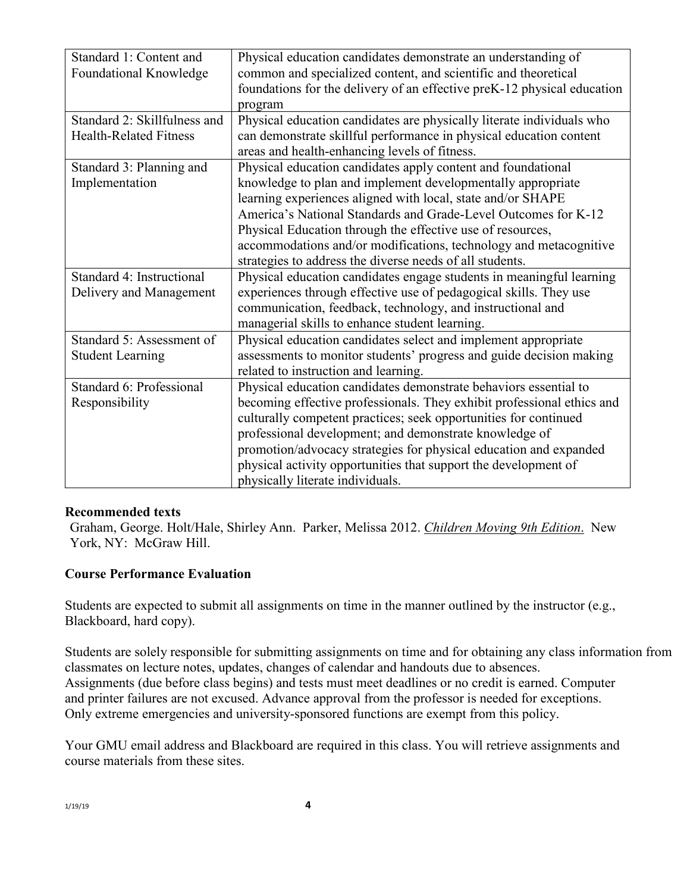| Standard 1: Content and Foundational Knowledge | Physical education candidates demonstrate an understanding of common and specialized content, and scientific and theoretical foundations for the delivery of an effective preK-12 physical education program |
|---|---|
| Standard 2: Skillfulness and Health-Related Fitness | Physical education candidates are physically literate individuals who can demonstrate skillful performance in physical education content areas and health-enhancing levels of fitness. |
| Standard 3: Planning and Implementation | Physical education candidates apply content and foundational knowledge to plan and implement developmentally appropriate learning experiences aligned with local, state and/or SHAPE America's National Standards and Grade-Level Outcomes for K-12 Physical Education through the effective use of resources, accommodations and/or modifications, technology and metacognitive strategies to address the diverse needs of all students. |
| Standard 4: Instructional Delivery and Management | Physical education candidates engage students in meaningful learning experiences through effective use of pedagogical skills. They use communication, feedback, technology, and instructional and managerial skills to enhance student learning. |
| Standard 5: Assessment of Student Learning | Physical education candidates select and implement appropriate assessments to monitor students' progress and guide decision making related to instruction and learning. |
| Standard 6: Professional Responsibility | Physical education candidates demonstrate behaviors essential to becoming effective professionals. They exhibit professional ethics and culturally competent practices; seek opportunities for continued professional development; and demonstrate knowledge of promotion/advocacy strategies for physical education and expanded physical activity opportunities that support the development of physically literate individuals. |

**Recommended texts**

Graham, George. Holt/Hale, Shirley Ann. Parker, Melissa 2012. *Children Moving 9th Edition*. New York, NY: McGraw Hill.

**Course Performance Evaluation**

Students are expected to submit all assignments on time in the manner outlined by the instructor (e.g., Blackboard, hard copy).

Students are solely responsible for submitting assignments on time and for obtaining any class information from classmates on lecture notes, updates, changes of calendar and handouts due to absences. Assignments (due before class begins) and tests must meet deadlines or no credit is earned. Computer and printer failures are not excused. Advance approval from the professor is needed for exceptions. Only extreme emergencies and university-sponsored functions are exempt from this policy.

Your GMU email address and Blackboard are required in this class. You will retrieve assignments and course materials from these sites.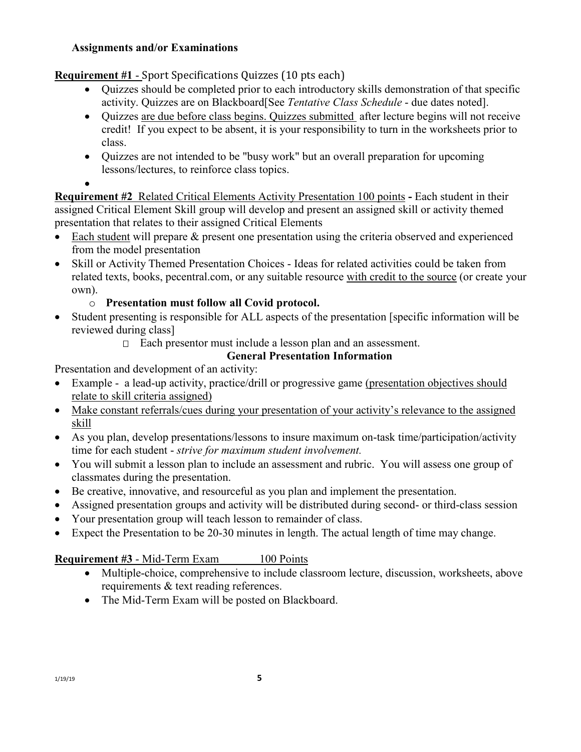**Assignments and/or Examinations**

**Requirement #1** - Sport Specifications Quizzes (10 pts each)

- Quizzes should be completed prior to each introductory skills demonstration of that specific activity. Quizzes are on Blackboard[See *Tentative Class Schedule* - due dates noted].
- Quizzes are due before class begins. Quizzes submitted after lecture begins will not receive credit! If you expect to be absent, it is your responsibility to turn in the worksheets prior to class.
- Quizzes are not intended to be "busy work" but an overall preparation for upcoming lessons/lectures, to reinforce class topics.

**Requirement #2** Related Critical Elements Activity Presentation 100 points **-** Each student in their assigned Critical Element Skill group will develop and present an assigned skill or activity themed presentation that relates to their assigned Critical Elements

- Each student will prepare & present one presentation using the criteria observed and experienced from the model presentation
- Skill or Activity Themed Presentation Choices - Ideas for related activities could be taken from related texts, books, pecentral.com, or any suitable resource with credit to the source (or create your own).
  - **Presentation must follow all Covid protocol.**
- Student presenting is responsible for ALL aspects of the presentation [specific information will be reviewed during class]
  - Each presentor must include a lesson plan and an assessment.

**General Presentation Information**

Presentation and development of an activity:

- Example - a lead-up activity, practice/drill or progressive game (presentation objectives should relate to skill criteria assigned)
- Make constant referrals/cues during your presentation of your activity's relevance to the assigned skill
- As you plan, develop presentations/lessons to insure maximum on-task time/participation/activity time for each student - *strive for maximum student involvement.*
- You will submit a lesson plan to include an assessment and rubric. You will assess one group of classmates during the presentation.
- Be creative, innovative, and resourceful as you plan and implement the presentation.
- Assigned presentation groups and activity will be distributed during second- or third-class session
- Your presentation group will teach lesson to remainder of class.
- Expect the Presentation to be 20-30 minutes in length. The actual length of time may change.

**Requirement #3** - Mid-Term Exam 100 Points

- Multiple-choice, comprehensive to include classroom lecture, discussion, worksheets, above requirements & text reading references.
- The Mid-Term Exam will be posted on Blackboard.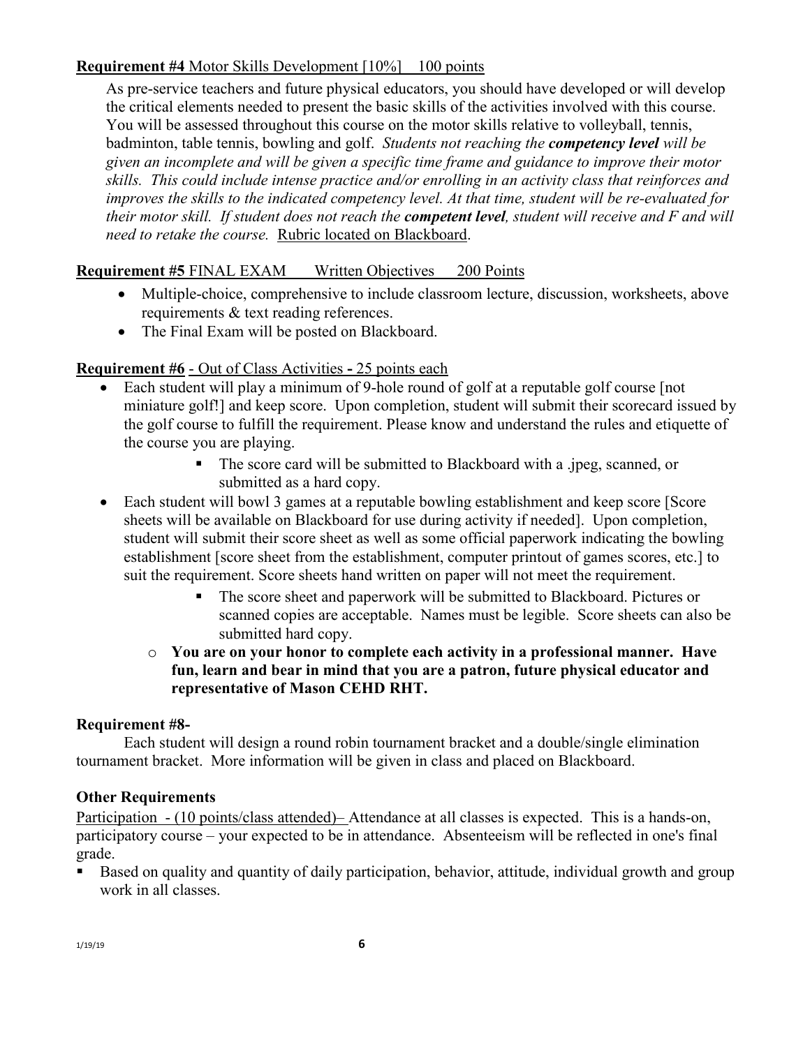**Requirement #4** Motor Skills Development [10%]    100 points

As pre-service teachers and future physical educators, you should have developed or will develop the critical elements needed to present the basic skills of the activities involved with this course. You will be assessed throughout this course on the motor skills relative to volleyball, tennis, badminton, table tennis, bowling and golf. *Students not reaching the **competency level** will be given an incomplete and will be given a specific time frame and guidance to improve their motor skills. This could include intense practice and/or enrolling in an activity class that reinforces and improves the skills to the indicated competency level. At that time, student will be re-evaluated for their motor skill. If student does not reach the **competent level**, student will receive and F and will need to retake the course.* Rubric located on Blackboard.

**Requirement #5** FINAL EXAM    Written Objectives    200 Points

- Multiple-choice, comprehensive to include classroom lecture, discussion, worksheets, above requirements & text reading references.
- The Final Exam will be posted on Blackboard.

**Requirement #6** - Out of Class Activities **-** 25 points each

- Each student will play a minimum of 9-hole round of golf at a reputable golf course [not miniature golf!] and keep score. Upon completion, student will submit their scorecard issued by the golf course to fulfill the requirement. Please know and understand the rules and etiquette of the course you are playing.
  - The score card will be submitted to Blackboard with a .jpeg, scanned, or submitted as a hard copy.
- Each student will bowl 3 games at a reputable bowling establishment and keep score [Score sheets will be available on Blackboard for use during activity if needed]. Upon completion, student will submit their score sheet as well as some official paperwork indicating the bowling establishment [score sheet from the establishment, computer printout of games scores, etc.] to suit the requirement. Score sheets hand written on paper will not meet the requirement.
  - The score sheet and paperwork will be submitted to Blackboard. Pictures or scanned copies are acceptable. Names must be legible. Score sheets can also be submitted hard copy.
  - **You are on your honor to complete each activity in a professional manner. Have fun, learn and bear in mind that you are a patron, future physical educator and representative of Mason CEHD RHT.**

**Requirement #8-**

Each student will design a round robin tournament bracket and a double/single elimination tournament bracket. More information will be given in class and placed on Blackboard.

**Other Requirements**

Participation - (10 points/class attended)– Attendance at all classes is expected. This is a hands-on, participatory course – your expected to be in attendance. Absenteeism will be reflected in one's final grade.

- Based on quality and quantity of daily participation, behavior, attitude, individual growth and group work in all classes.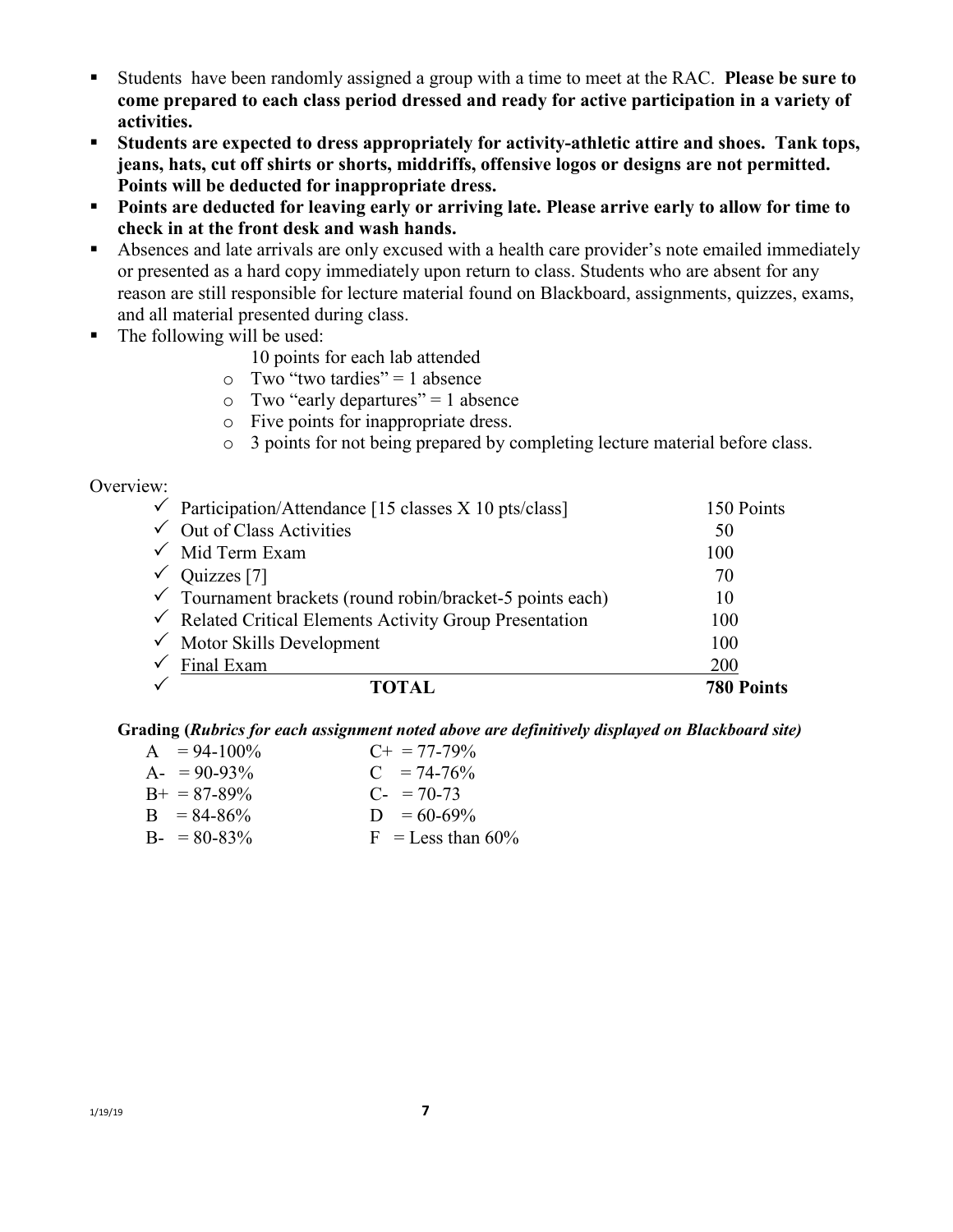- Students  have been randomly assigned a group with a time to meet at the RAC. **Please be sure to come prepared to each class period dressed and ready for active participation in a variety of activities.**
- **Students are expected to dress appropriately for activity-athletic attire and shoes. Tank tops, jeans, hats, cut off shirts or shorts, middriffs, offensive logos or designs are not permitted. Points will be deducted for inappropriate dress.**
- **Points are deducted for leaving early or arriving late. Please arrive early to allow for time to check in at the front desk and wash hands.**
- Absences and late arrivals are only excused with a health care provider's note emailed immediately or presented as a hard copy immediately upon return to class. Students who are absent for any reason are still responsible for lecture material found on Blackboard, assignments, quizzes, exams, and all material presented during class.
- The following will be used:

  10 points for each lab attended
  - Two "two tardies" = 1 absence
  - Two "early departures" = 1 absence
  - Five points for inappropriate dress.
  - 3 points for not being prepared by completing lecture material before class.

Overview:

| | |
|---|---|
| ✓ Participation/Attendance [15 classes X 10 pts/class] | 150 Points |
| ✓ Out of Class Activities | 50 |
| ✓ Mid Term Exam | 100 |
| ✓ Quizzes [7] | 70 |
| ✓ Tournament brackets (round robin/bracket-5 points each) | 10 |
| ✓ Related Critical Elements Activity Group Presentation | 100 |
| ✓ Motor Skills Development | 100 |
| ✓ Final Exam | 200 |
| ✓ **TOTAL** | **780 Points** |

**Grading (*Rubrics for each assignment noted above are definitively displayed on Blackboard site*)**

| | |
|---|---|
| A = 94-100% | C+ = 77-79% |
| A- = 90-93% | C = 74-76% |
| B+ = 87-89% | C- = 70-73 |
| B = 84-86% | D = 60-69% |
| B- = 80-83% | F = Less than 60% |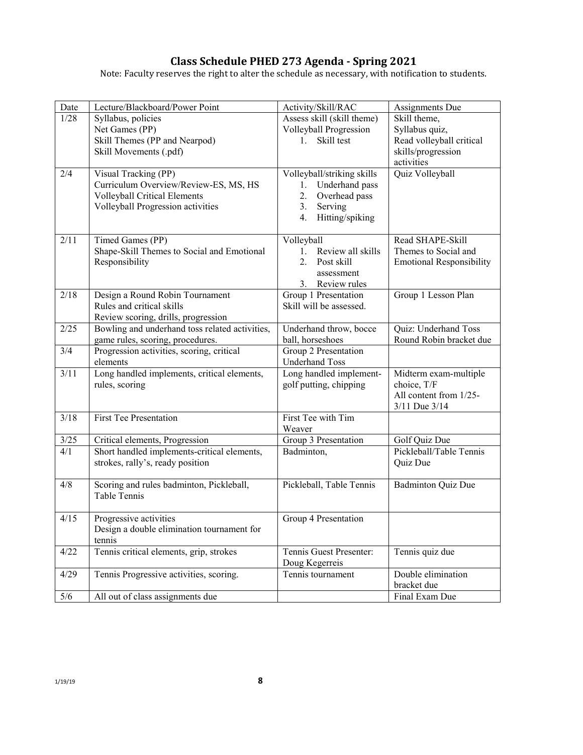# Class Schedule PHED 273 Agenda - Spring 2021

Note: Faculty reserves the right to alter the schedule as necessary, with notification to students.

| Date | Lecture/Blackboard/Power Point | Activity/Skill/RAC | Assignments Due |
|---|---|---|---|
| 1/28 | Syllabus, policies<br>Net Games (PP)<br>Skill Themes (PP and Nearpod)<br>Skill Movements (.pdf) | Assess skill (skill theme)<br>Volleyball Progression<br>1. Skill test | Skill theme,<br>Syllabus quiz,<br>Read volleyball critical skills/progression activities |
| 2/4 | Visual Tracking (PP)<br>Curriculum Overview/Review-ES, MS, HS<br>Volleyball Critical Elements<br>Volleyball Progression activities | Volleyball/striking skills<br>1. Underhand pass<br>2. Overhead pass<br>3. Serving<br>4. Hitting/spiking | Quiz Volleyball |
| 2/11 | Timed Games (PP)<br>Shape-Skill Themes to Social and Emotional Responsibility | Volleyball<br>1. Review all skills<br>2. Post skill assessment<br>3. Review rules | Read SHAPE-Skill Themes to Social and Emotional Responsibility |
| 2/18 | Design a Round Robin Tournament<br>Rules and critical skills<br>Review scoring, drills, progression | Group 1 Presentation<br>Skill will be assessed. | Group 1 Lesson Plan |
| 2/25 | Bowling and underhand toss related activities, game rules, scoring, procedures. | Underhand throw, bocce ball, horseshoes | Quiz: Underhand Toss<br>Round Robin bracket due |
| 3/4 | Progression activities, scoring, critical elements | Group 2 Presentation<br>Underhand Toss | |
| 3/11 | Long handled implements, critical elements, rules, scoring | Long handled implement-golf putting, chipping | Midterm exam-multiple choice, T/F<br>All content from 1/25-3/11 Due 3/14 |
| 3/18 | First Tee Presentation | First Tee with Tim Weaver | |
| 3/25 | Critical elements, Progression | Group 3 Presentation | Golf Quiz Due |
| 4/1 | Short handled implements-critical elements, strokes, rally's, ready position | Badminton, | Pickleball/Table Tennis Quiz Due |
| 4/8 | Scoring and rules badminton, Pickleball, Table Tennis | Pickleball, Table Tennis | Badminton Quiz Due |
| 4/15 | Progressive activities<br>Design a double elimination tournament for tennis | Group 4 Presentation | |
| 4/22 | Tennis critical elements, grip, strokes | Tennis Guest Presenter: Doug Kegerreis | Tennis quiz due |
| 4/29 | Tennis Progressive activities, scoring. | Tennis tournament | Double elimination bracket due |
| 5/6 | All out of class assignments due | | Final Exam Due |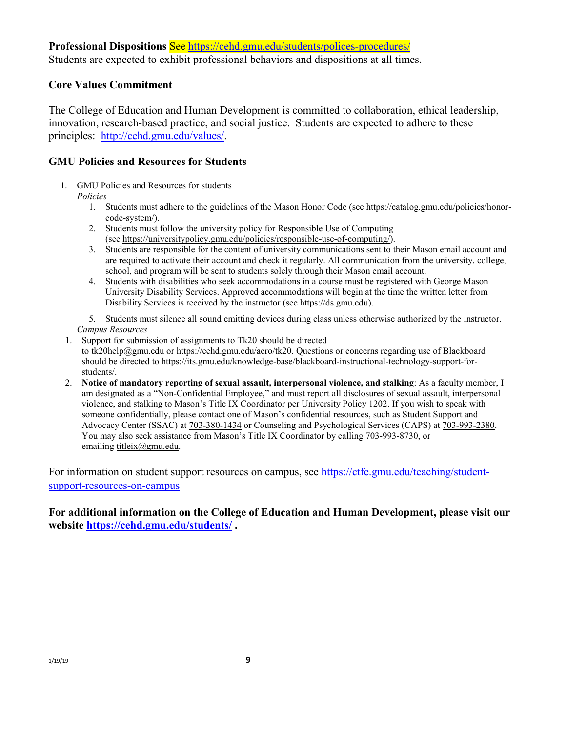**Professional Dispositions** See https://cehd.gmu.edu/students/polices-procedures/
Students are expected to exhibit professional behaviors and dispositions at all times.

**Core Values Commitment**

The College of Education and Human Development is committed to collaboration, ethical leadership, innovation, research-based practice, and social justice. Students are expected to adhere to these principles: http://cehd.gmu.edu/values/.

**GMU Policies and Resources for Students**

1. GMU Policies and Resources for students
   *Policies*
   1. Students must adhere to the guidelines of the Mason Honor Code (see https://catalog.gmu.edu/policies/honor-code-system/).
   2. Students must follow the university policy for Responsible Use of Computing (see https://universitypolicy.gmu.edu/policies/responsible-use-of-computing/).
   3. Students are responsible for the content of university communications sent to their Mason email account and are required to activate their account and check it regularly. All communication from the university, college, school, and program will be sent to students solely through their Mason email account.
   4. Students with disabilities who seek accommodations in a course must be registered with George Mason University Disability Services. Approved accommodations will begin at the time the written letter from Disability Services is received by the instructor (see https://ds.gmu.edu).
   5. Students must silence all sound emitting devices during class unless otherwise authorized by the instructor.

   *Campus Resources*
   1. Support for submission of assignments to Tk20 should be directed to tk20help@gmu.edu or https://cehd.gmu.edu/aero/tk20. Questions or concerns regarding use of Blackboard should be directed to https://its.gmu.edu/knowledge-base/blackboard-instructional-technology-support-for-students/.
   2. **Notice of mandatory reporting of sexual assault, interpersonal violence, and stalking**: As a faculty member, I am designated as a "Non-Confidential Employee," and must report all disclosures of sexual assault, interpersonal violence, and stalking to Mason's Title IX Coordinator per University Policy 1202. If you wish to speak with someone confidentially, please contact one of Mason's confidential resources, such as Student Support and Advocacy Center (SSAC) at 703-380-1434 or Counseling and Psychological Services (CAPS) at 703-993-2380. You may also seek assistance from Mason's Title IX Coordinator by calling 703-993-8730, or emailing titleix@gmu.edu.

For information on student support resources on campus, see https://ctfe.gmu.edu/teaching/student-support-resources-on-campus

**For additional information on the College of Education and Human Development, please visit our website https://cehd.gmu.edu/students/ .**